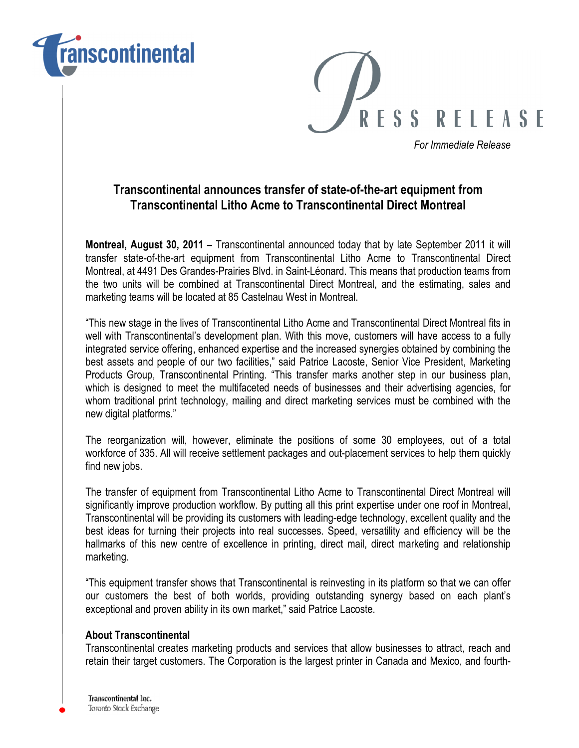transcontinental

PRESS RELEASE

*For Immediate Release*

## Transcontinental announces transfer of state-of-the-art equipment from Transcontinental Litho Acme to Transcontinental Direct Montreal

**Montreal, August 30, 2011 –** Transcontinental announced today that by late September 2011 it will transfer state-of-the-art equipment from Transcontinental Litho Acme to Transcontinental Direct Montreal, at 4491 Des Grandes-Prairies Blvd. in Saint-Léonard. This means that production teams from the two units will be combined at Transcontinental Direct Montreal, and the estimating, sales and marketing teams will be located at 85 Castelnau West in Montreal.

"This new stage in the lives of Transcontinental Litho Acme and Transcontinental Direct Montreal fits in well with Transcontinental's development plan. With this move, customers will have access to a fully integrated service offering, enhanced expertise and the increased synergies obtained by combining the best assets and people of our two facilities," said Patrice Lacoste, Senior Vice President, Marketing Products Group, Transcontinental Printing. "This transfer marks another step in our business plan, which is designed to meet the multifaceted needs of businesses and their advertising agencies, for whom traditional print technology, mailing and direct marketing services must be combined with the new digital platforms."

The reorganization will, however, eliminate the positions of some 30 employees, out of a total workforce of 335. All will receive settlement packages and out-placement services to help them quickly find new jobs.

The transfer of equipment from Transcontinental Litho Acme to Transcontinental Direct Montreal will significantly improve production workflow. By putting all this print expertise under one roof in Montreal, Transcontinental will be providing its customers with leading-edge technology, excellent quality and the best ideas for turning their projects into real successes. Speed, versatility and efficiency will be the hallmarks of this new centre of excellence in printing, direct mail, direct marketing and relationship marketing.

"This equipment transfer shows that Transcontinental is reinvesting in its platform so that we can offer our customers the best of both worlds, providing outstanding synergy based on each plant's exceptional and proven ability in its own market," said Patrice Lacoste.

**About Transcontinental**

Transcontinental creates marketing products and services that allow businesses to attract, reach and retain their target customers. The Corporation is the largest printer in Canada and Mexico, and fourth-

Transcontinental Inc.
Toronto Stock Exchange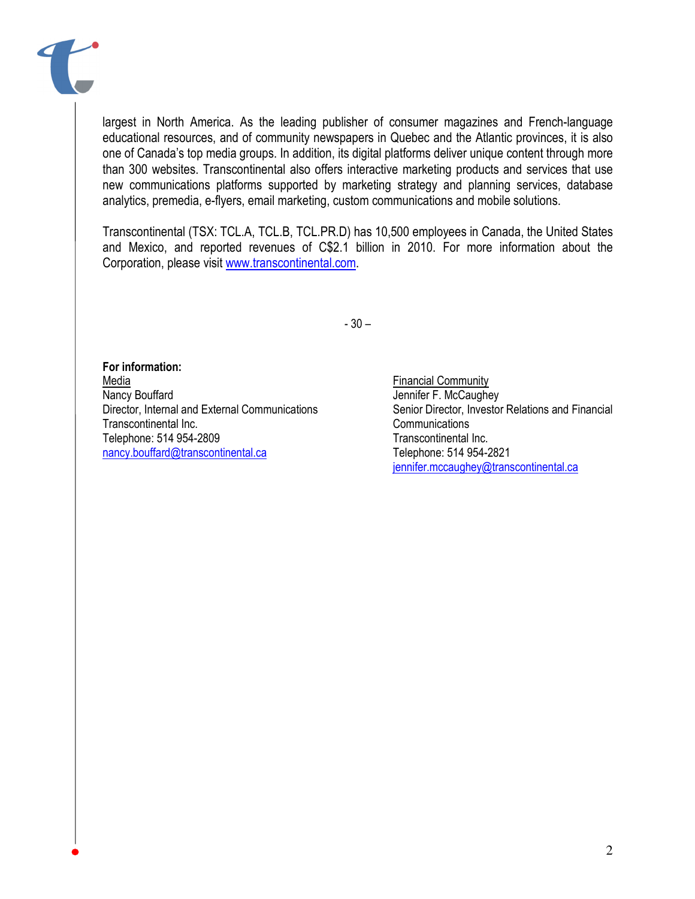largest in North America. As the leading publisher of consumer magazines and French-language educational resources, and of community newspapers in Quebec and the Atlantic provinces, it is also one of Canada's top media groups. In addition, its digital platforms deliver unique content through more than 300 websites. Transcontinental also offers interactive marketing products and services that use new communications platforms supported by marketing strategy and planning services, database analytics, premedia, e-flyers, email marketing, custom communications and mobile solutions.

Transcontinental (TSX: TCL.A, TCL.B, TCL.PR.D) has 10,500 employees in Canada, the United States and Mexico, and reported revenues of C$2.1 billion in 2010. For more information about the Corporation, please visit www.transcontinental.com.

- 30 –

**For information:**

Media
Nancy Bouffard
Director, Internal and External Communications
Transcontinental Inc.
Telephone: 514 954-2809
nancy.bouffard@transcontinental.ca

Financial Community
Jennifer F. McCaughey
Senior Director, Investor Relations and Financial Communications
Transcontinental Inc.
Telephone: 514 954-2821
jennifer.mccaughey@transcontinental.ca